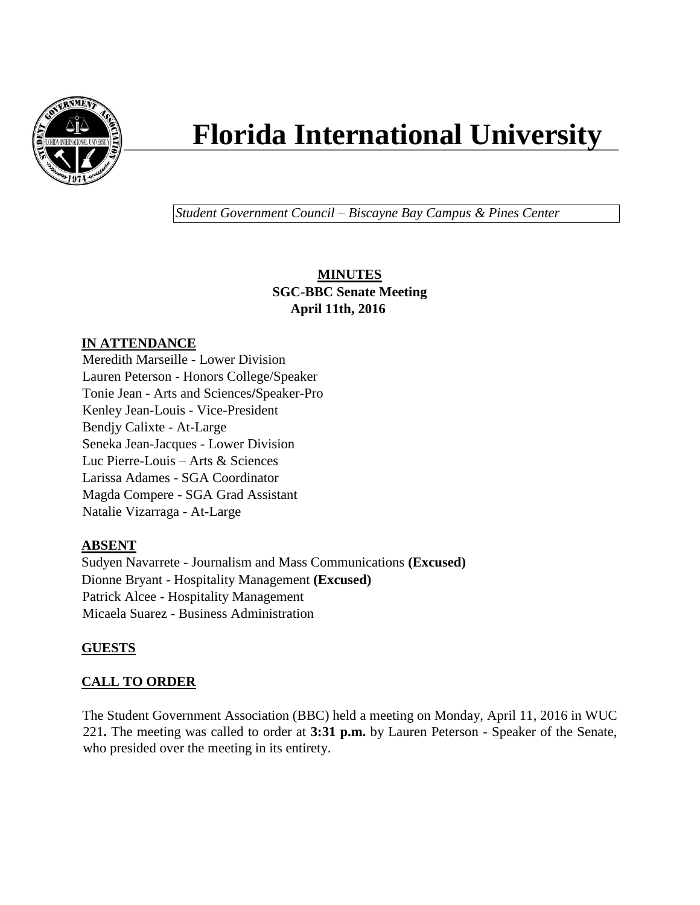# Florida International University

*Student Government Council – Biscayne Bay Campus & Pines Center*

**MINUTES**
**SGC-BBC Senate Meeting**
**April 11th, 2016**

## IN ATTENDANCE

Meredith Marseille - Lower Division
Lauren Peterson - Honors College/Speaker
Tonie Jean - Arts and Sciences/Speaker-Pro
Kenley Jean-Louis - Vice-President
Bendjy Calixte - At-Large
Seneka Jean-Jacques - Lower Division
Luc Pierre-Louis – Arts & Sciences
Larissa Adames - SGA Coordinator
Magda Compere - SGA Grad Assistant
Natalie Vizarraga - At-Large

## ABSENT

Sudyen Navarrete - Journalism and Mass Communications **(Excused)**
Dionne Bryant - Hospitality Management **(Excused)**
Patrick Alcee - Hospitality Management
Micaela Suarez - Business Administration

## GUESTS

## CALL TO ORDER

The Student Government Association (BBC) held a meeting on Monday, April 11, 2016 in WUC 221**.** The meeting was called to order at **3:31 p.m.** by Lauren Peterson - Speaker of the Senate, who presided over the meeting in its entirety.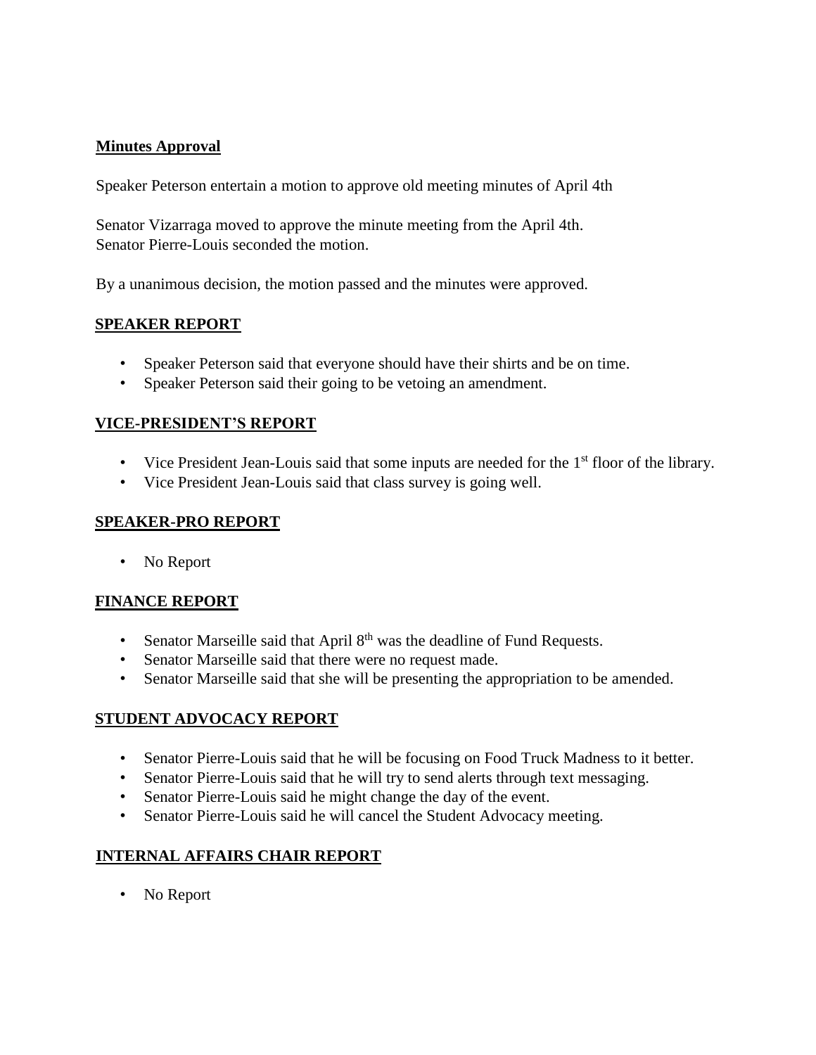## Minutes Approval

Speaker Peterson entertain a motion to approve old meeting minutes of April 4th

Senator Vizarraga moved to approve the minute meeting from the April 4th.
Senator Pierre-Louis seconded the motion.

By a unanimous decision, the motion passed and the minutes were approved.

## SPEAKER REPORT

- Speaker Peterson said that everyone should have their shirts and be on time.
- Speaker Peterson said their going to be vetoing an amendment.

## VICE-PRESIDENT'S REPORT

- Vice President Jean-Louis said that some inputs are needed for the 1st floor of the library.
- Vice President Jean-Louis said that class survey is going well.

## SPEAKER-PRO REPORT

- No Report

## FINANCE REPORT

- Senator Marseille said that April 8th was the deadline of Fund Requests.
- Senator Marseille said that there were no request made.
- Senator Marseille said that she will be presenting the appropriation to be amended.

## STUDENT ADVOCACY REPORT

- Senator Pierre-Louis said that he will be focusing on Food Truck Madness to it better.
- Senator Pierre-Louis said that he will try to send alerts through text messaging.
- Senator Pierre-Louis said he might change the day of the event.
- Senator Pierre-Louis said he will cancel the Student Advocacy meeting.

## INTERNAL AFFAIRS CHAIR REPORT

- No Report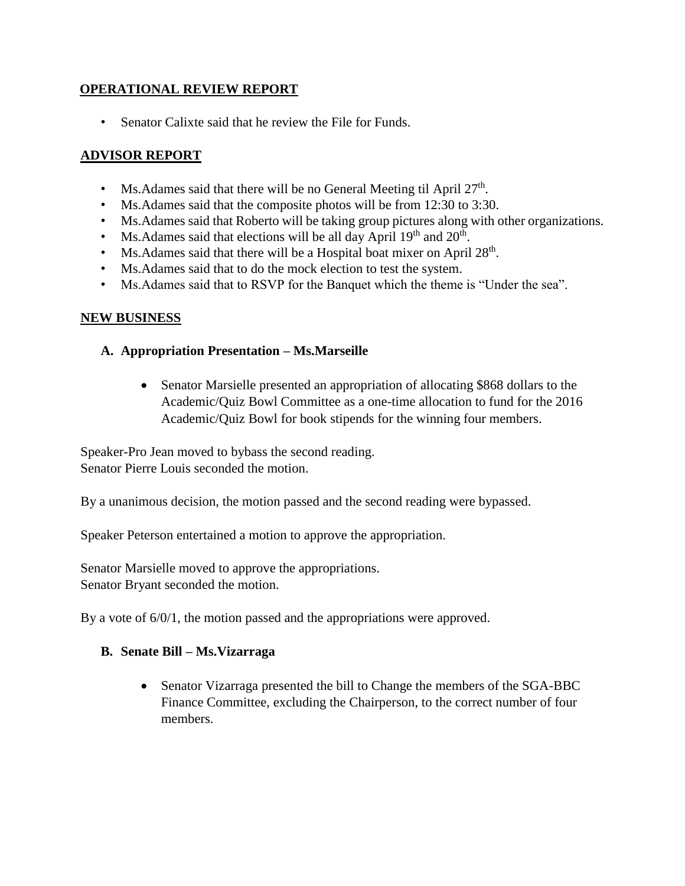## OPERATIONAL REVIEW REPORT

- Senator Calixte said that he review the File for Funds.

## ADVISOR REPORT

- Ms.Adames said that there will be no General Meeting til April 27th.
- Ms.Adames said that the composite photos will be from 12:30 to 3:30.
- Ms.Adames said that Roberto will be taking group pictures along with other organizations.
- Ms.Adames said that elections will be all day April 19th and 20th.
- Ms.Adames said that there will be a Hospital boat mixer on April 28th.
- Ms.Adames said that to do the mock election to test the system.
- Ms.Adames said that to RSVP for the Banquet which the theme is "Under the sea".

## NEW BUSINESS

### A. Appropriation Presentation – Ms.Marseille

- Senator Marsielle presented an appropriation of allocating $868 dollars to the Academic/Quiz Bowl Committee as a one-time allocation to fund for the 2016 Academic/Quiz Bowl for book stipends for the winning four members.

Speaker-Pro Jean moved to bybass the second reading.
Senator Pierre Louis seconded the motion.

By a unanimous decision, the motion passed and the second reading were bypassed.

Speaker Peterson entertained a motion to approve the appropriation.

Senator Marsielle moved to approve the appropriations.
Senator Bryant seconded the motion.

By a vote of 6/0/1, the motion passed and the appropriations were approved.

### B. Senate Bill – Ms.Vizarraga

- Senator Vizarraga presented the bill to Change the members of the SGA-BBC Finance Committee, excluding the Chairperson, to the correct number of four members.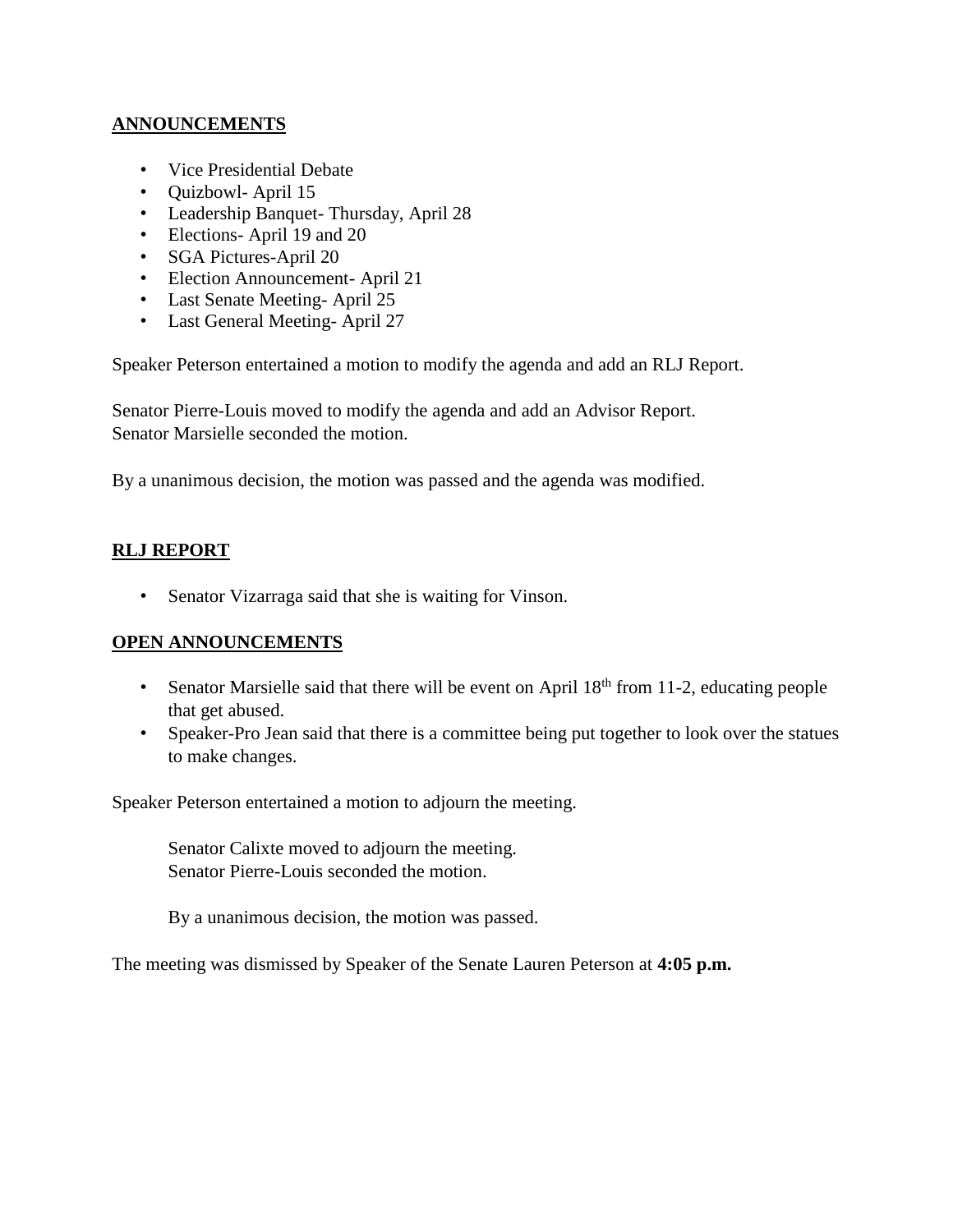**ANNOUNCEMENTS**

- Vice Presidential Debate
- Quizbowl- April 15
- Leadership Banquet- Thursday, April 28
- Elections- April 19 and 20
- SGA Pictures-April 20
- Election Announcement- April 21
- Last Senate Meeting- April 25
- Last General Meeting- April 27

Speaker Peterson entertained a motion to modify the agenda and add an RLJ Report.

Senator Pierre-Louis moved to modify the agenda and add an Advisor Report.
Senator Marsielle seconded the motion.

By a unanimous decision, the motion was passed and the agenda was modified.

**RLJ REPORT**

- Senator Vizarraga said that she is waiting for Vinson.

**OPEN ANNOUNCEMENTS**

- Senator Marsielle said that there will be event on April 18th from 11-2, educating people that get abused.
- Speaker-Pro Jean said that there is a committee being put together to look over the statues to make changes.

Speaker Peterson entertained a motion to adjourn the meeting.

Senator Calixte moved to adjourn the meeting.
Senator Pierre-Louis seconded the motion.

By a unanimous decision, the motion was passed.

The meeting was dismissed by Speaker of the Senate Lauren Peterson at **4:05 p.m.**